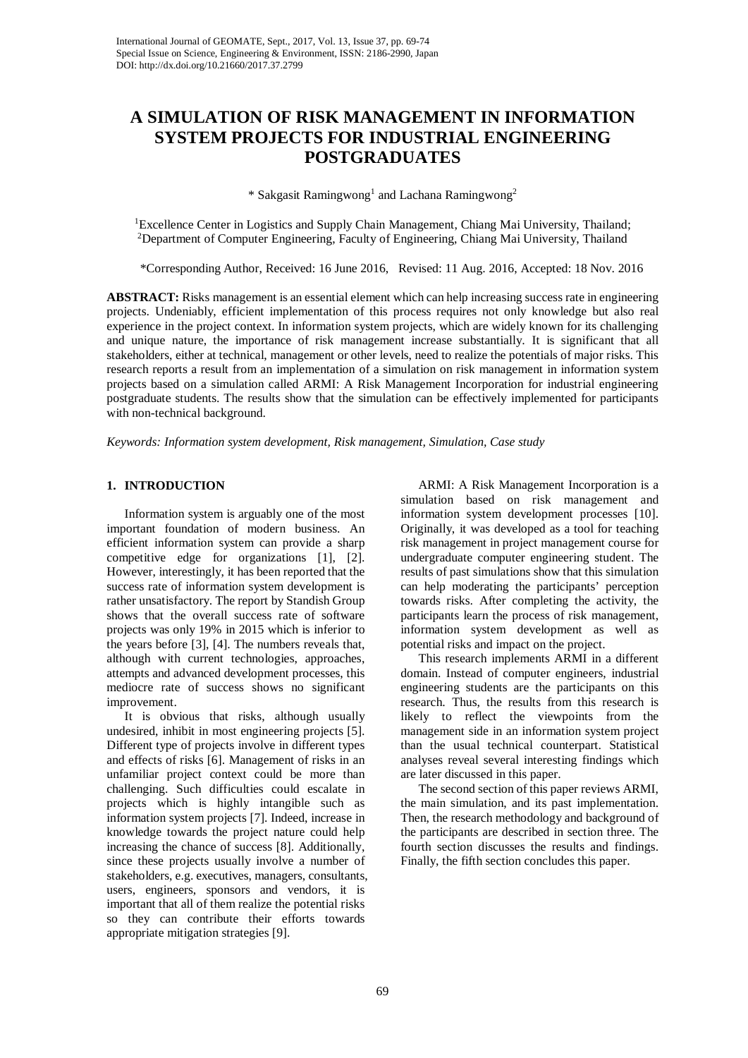# A SIMULATION OF RISK MANAGEMENT IN INFORMATION SYSTEM PROJECTS FOR INDUSTRIAL ENGINEERING POSTGRADUATES

\* Sakgasit Ramingwong[1] and Lachana Ramingwong[2]

[1]Excellence Center in Logistics and Supply Chain Management, Chiang Mai University, Thailand;
[2]Department of Computer Engineering, Faculty of Engineering, Chiang Mai University, Thailand

\*Corresponding Author, Received: 16 June 2016, Revised: 11 Aug. 2016, Accepted: 18 Nov. 2016

**ABSTRACT:** Risks management is an essential element which can help increasing success rate in engineering projects. Undeniably, efficient implementation of this process requires not only knowledge but also real experience in the project context. In information system projects, which are widely known for its challenging and unique nature, the importance of risk management increase substantially. It is significant that all stakeholders, either at technical, management or other levels, need to realize the potentials of major risks. This research reports a result from an implementation of a simulation on risk management in information system projects based on a simulation called ARMI: A Risk Management Incorporation for industrial engineering postgraduate students. The results show that the simulation can be effectively implemented for participants with non-technical background.

*Keywords: Information system development, Risk management, Simulation, Case study*

## 1. INTRODUCTION

Information system is arguably one of the most important foundation of modern business. An efficient information system can provide a sharp competitive edge for organizations [1], [2]. However, interestingly, it has been reported that the success rate of information system development is rather unsatisfactory. The report by Standish Group shows that the overall success rate of software projects was only 19% in 2015 which is inferior to the years before [3], [4]. The numbers reveals that, although with current technologies, approaches, attempts and advanced development processes, this mediocre rate of success shows no significant improvement.

It is obvious that risks, although usually undesired, inhibit in most engineering projects [5]. Different type of projects involve in different types and effects of risks [6]. Management of risks in an unfamiliar project context could be more than challenging. Such difficulties could escalate in projects which is highly intangible such as information system projects [7]. Indeed, increase in knowledge towards the project nature could help increasing the chance of success [8]. Additionally, since these projects usually involve a number of stakeholders, e.g. executives, managers, consultants, users, engineers, sponsors and vendors, it is important that all of them realize the potential risks so they can contribute their efforts towards appropriate mitigation strategies [9].

ARMI: A Risk Management Incorporation is a simulation based on risk management and information system development processes [10]. Originally, it was developed as a tool for teaching risk management in project management course for undergraduate computer engineering student. The results of past simulations show that this simulation can help moderating the participants' perception towards risks. After completing the activity, the participants learn the process of risk management, information system development as well as potential risks and impact on the project.

This research implements ARMI in a different domain. Instead of computer engineers, industrial engineering students are the participants on this research. Thus, the results from this research is likely to reflect the viewpoints from the management side in an information system project than the usual technical counterpart. Statistical analyses reveal several interesting findings which are later discussed in this paper.

The second section of this paper reviews ARMI, the main simulation, and its past implementation. Then, the research methodology and background of the participants are described in section three. The fourth section discusses the results and findings. Finally, the fifth section concludes this paper.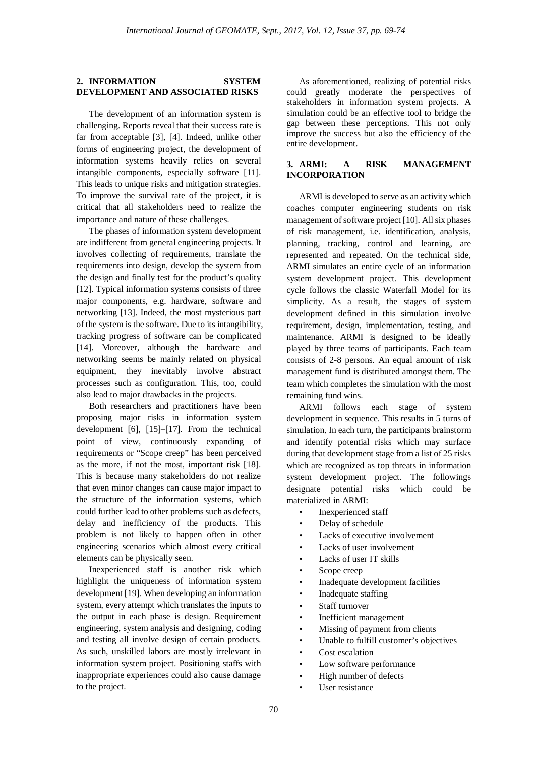## 2. INFORMATION SYSTEM DEVELOPMENT AND ASSOCIATED RISKS

The development of an information system is challenging. Reports reveal that their success rate is far from acceptable [3], [4]. Indeed, unlike other forms of engineering project, the development of information systems heavily relies on several intangible components, especially software [11]. This leads to unique risks and mitigation strategies. To improve the survival rate of the project, it is critical that all stakeholders need to realize the importance and nature of these challenges.

The phases of information system development are indifferent from general engineering projects. It involves collecting of requirements, translate the requirements into design, develop the system from the design and finally test for the product's quality [12]. Typical information systems consists of three major components, e.g. hardware, software and networking [13]. Indeed, the most mysterious part of the system is the software. Due to its intangibility, tracking progress of software can be complicated [14]. Moreover, although the hardware and networking seems be mainly related on physical equipment, they inevitably involve abstract processes such as configuration. This, too, could also lead to major drawbacks in the projects.

Both researchers and practitioners have been proposing major risks in information system development [6], [15]–[17]. From the technical point of view, continuously expanding of requirements or "Scope creep" has been perceived as the more, if not the most, important risk [18]. This is because many stakeholders do not realize that even minor changes can cause major impact to the structure of the information systems, which could further lead to other problems such as defects, delay and inefficiency of the products. This problem is not likely to happen often in other engineering scenarios which almost every critical elements can be physically seen.

Inexperienced staff is another risk which highlight the uniqueness of information system development [19]. When developing an information system, every attempt which translates the inputs to the output in each phase is design. Requirement engineering, system analysis and designing, coding and testing all involve design of certain products. As such, unskilled labors are mostly irrelevant in information system project. Positioning staffs with inappropriate experiences could also cause damage to the project.

As aforementioned, realizing of potential risks could greatly moderate the perspectives of stakeholders in information system projects. A simulation could be an effective tool to bridge the gap between these perceptions. This not only improve the success but also the efficiency of the entire development.

## 3. ARMI: A RISK MANAGEMENT INCORPORATION

ARMI is developed to serve as an activity which coaches computer engineering students on risk management of software project [10]. All six phases of risk management, i.e. identification, analysis, planning, tracking, control and learning, are represented and repeated. On the technical side, ARMI simulates an entire cycle of an information system development project. This development cycle follows the classic Waterfall Model for its simplicity. As a result, the stages of system development defined in this simulation involve requirement, design, implementation, testing, and maintenance. ARMI is designed to be ideally played by three teams of participants. Each team consists of 2-8 persons. An equal amount of risk management fund is distributed amongst them. The team which completes the simulation with the most remaining fund wins.

ARMI follows each stage of system development in sequence. This results in 5 turns of simulation. In each turn, the participants brainstorm and identify potential risks which may surface during that development stage from a list of 25 risks which are recognized as top threats in information system development project. The followings designate potential risks which could be materialized in ARMI:

- Inexperienced staff
- Delay of schedule
- Lacks of executive involvement
- Lacks of user involvement
- Lacks of user IT skills
- Scope creep
- Inadequate development facilities
- Inadequate staffing
- Staff turnover
- Inefficient management
- Missing of payment from clients
- Unable to fulfill customer's objectives
- Cost escalation
- Low software performance
- High number of defects
- User resistance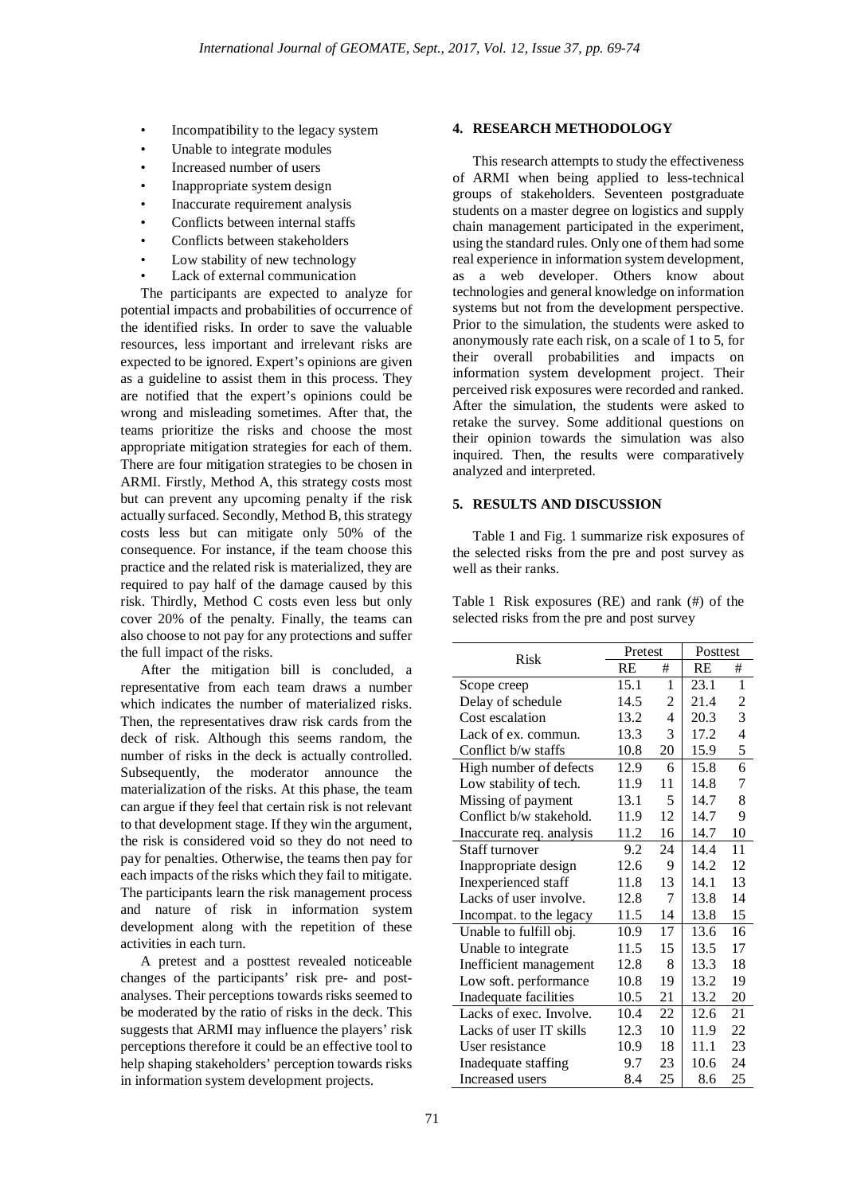- Incompatibility to the legacy system
- Unable to integrate modules
- Increased number of users
- Inappropriate system design
- Inaccurate requirement analysis
- Conflicts between internal staffs
- Conflicts between stakeholders
- Low stability of new technology
- Lack of external communication

The participants are expected to analyze for potential impacts and probabilities of occurrence of the identified risks. In order to save the valuable resources, less important and irrelevant risks are expected to be ignored. Expert's opinions are given as a guideline to assist them in this process. They are notified that the expert's opinions could be wrong and misleading sometimes. After that, the teams prioritize the risks and choose the most appropriate mitigation strategies for each of them. There are four mitigation strategies to be chosen in ARMI. Firstly, Method A, this strategy costs most but can prevent any upcoming penalty if the risk actually surfaced. Secondly, Method B, this strategy costs less but can mitigate only 50% of the consequence. For instance, if the team choose this practice and the related risk is materialized, they are required to pay half of the damage caused by this risk. Thirdly, Method C costs even less but only cover 20% of the penalty. Finally, the teams can also choose to not pay for any protections and suffer the full impact of the risks.

After the mitigation bill is concluded, a representative from each team draws a number which indicates the number of materialized risks. Then, the representatives draw risk cards from the deck of risk. Although this seems random, the number of risks in the deck is actually controlled. Subsequently, the moderator announce the materialization of the risks. At this phase, the team can argue if they feel that certain risk is not relevant to that development stage. If they win the argument, the risk is considered void so they do not need to pay for penalties. Otherwise, the teams then pay for each impacts of the risks which they fail to mitigate. The participants learn the risk management process and nature of risk in information system development along with the repetition of these activities in each turn.

A pretest and a posttest revealed noticeable changes of the participants' risk pre- and post-analyses. Their perceptions towards risks seemed to be moderated by the ratio of risks in the deck. This suggests that ARMI may influence the players' risk perceptions therefore it could be an effective tool to help shaping stakeholders' perception towards risks in information system development projects.

## 4. RESEARCH METHODOLOGY

This research attempts to study the effectiveness of ARMI when being applied to less-technical groups of stakeholders. Seventeen postgraduate students on a master degree on logistics and supply chain management participated in the experiment, using the standard rules. Only one of them had some real experience in information system development, as a web developer. Others know about technologies and general knowledge on information systems but not from the development perspective. Prior to the simulation, the students were asked to anonymously rate each risk, on a scale of 1 to 5, for their overall probabilities and impacts on information system development project. Their perceived risk exposures were recorded and ranked. After the simulation, the students were asked to retake the survey. Some additional questions on their opinion towards the simulation was also inquired. Then, the results were comparatively analyzed and interpreted.

## 5. RESULTS AND DISCUSSION

Table 1 and Fig. 1 summarize risk exposures of the selected risks from the pre and post survey as well as their ranks.

Table 1 Risk exposures (RE) and rank (#) of the selected risks from the pre and post survey

| Risk | Pretest | | Posttest | |
|---|---|---|---|---|
| | RE | # | RE | # |
| Scope creep | 15.1 | 1 | 23.1 | 1 |
| Delay of schedule | 14.5 | 2 | 21.4 | 2 |
| Cost escalation | 13.2 | 4 | 20.3 | 3 |
| Lack of ex. commun. | 13.3 | 3 | 17.2 | 4 |
| Conflict b/w staffs | 10.8 | 20 | 15.9 | 5 |
| High number of defects | 12.9 | 6 | 15.8 | 6 |
| Low stability of tech. | 11.9 | 11 | 14.8 | 7 |
| Missing of payment | 13.1 | 5 | 14.7 | 8 |
| Conflict b/w stakehold. | 11.9 | 12 | 14.7 | 9 |
| Inaccurate req. analysis | 11.2 | 16 | 14.7 | 10 |
| Staff turnover | 9.2 | 24 | 14.4 | 11 |
| Inappropriate design | 12.6 | 9 | 14.2 | 12 |
| Inexperienced staff | 11.8 | 13 | 14.1 | 13 |
| Lacks of user involve. | 12.8 | 7 | 13.8 | 14 |
| Incompat. to the legacy | 11.5 | 14 | 13.8 | 15 |
| Unable to fulfill obj. | 10.9 | 17 | 13.6 | 16 |
| Unable to integrate | 11.5 | 15 | 13.5 | 17 |
| Inefficient management | 12.8 | 8 | 13.3 | 18 |
| Low soft. performance | 10.8 | 19 | 13.2 | 19 |
| Inadequate facilities | 10.5 | 21 | 13.2 | 20 |
| Lacks of exec. Involve. | 10.4 | 22 | 12.6 | 21 |
| Lacks of user IT skills | 12.3 | 10 | 11.9 | 22 |
| User resistance | 10.9 | 18 | 11.1 | 23 |
| Inadequate staffing | 9.7 | 23 | 10.6 | 24 |
| Increased users | 8.4 | 25 | 8.6 | 25 |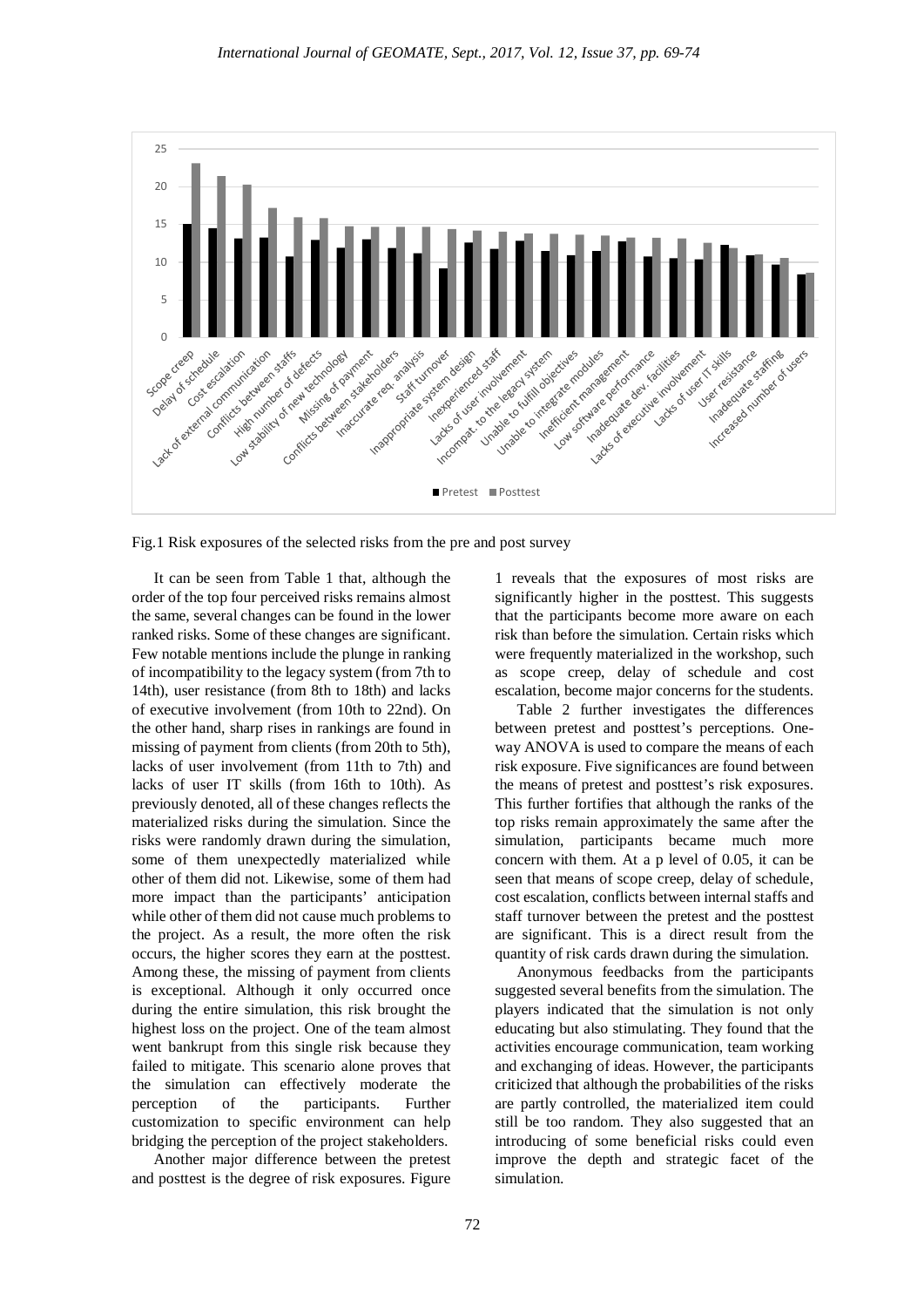Fig.1 Risk exposures of the selected risks from the pre and post survey

It can be seen from Table 1 that, although the order of the top four perceived risks remains almost the same, several changes can be found in the lower ranked risks. Some of these changes are significant. Few notable mentions include the plunge in ranking of incompatibility to the legacy system (from 7th to 14th), user resistance (from 8th to 18th) and lacks of executive involvement (from 10th to 22nd). On the other hand, sharp rises in rankings are found in missing of payment from clients (from 20th to 5th), lacks of user involvement (from 11th to 7th) and lacks of user IT skills (from 16th to 10th). As previously denoted, all of these changes reflects the materialized risks during the simulation. Since the risks were randomly drawn during the simulation, some of them unexpectedly materialized while other of them did not. Likewise, some of them had more impact than the participants' anticipation while other of them did not cause much problems to the project. As a result, the more often the risk occurs, the higher scores they earn at the posttest. Among these, the missing of payment from clients is exceptional. Although it only occurred once during the entire simulation, this risk brought the highest loss on the project. One of the team almost went bankrupt from this single risk because they failed to mitigate. This scenario alone proves that the simulation can effectively moderate the perception of the participants. Further customization to specific environment can help bridging the perception of the project stakeholders.

Another major difference between the pretest and posttest is the degree of risk exposures. Figure 1 reveals that the exposures of most risks are significantly higher in the posttest. This suggests that the participants become more aware on each risk than before the simulation. Certain risks which were frequently materialized in the workshop, such as scope creep, delay of schedule and cost escalation, become major concerns for the students.

Table 2 further investigates the differences between pretest and posttest's perceptions. One-way ANOVA is used to compare the means of each risk exposure. Five significances are found between the means of pretest and posttest's risk exposures. This further fortifies that although the ranks of the top risks remain approximately the same after the simulation, participants became much more concern with them. At a p level of 0.05, it can be seen that means of scope creep, delay of schedule, cost escalation, conflicts between internal staffs and staff turnover between the pretest and the posttest are significant. This is a direct result from the quantity of risk cards drawn during the simulation.

Anonymous feedbacks from the participants suggested several benefits from the simulation. The players indicated that the simulation is not only educating but also stimulating. They found that the activities encourage communication, team working and exchanging of ideas. However, the participants criticized that although the probabilities of the risks are partly controlled, the materialized item could still be too random. They also suggested that an introducing of some beneficial risks could even improve the depth and strategic facet of the simulation.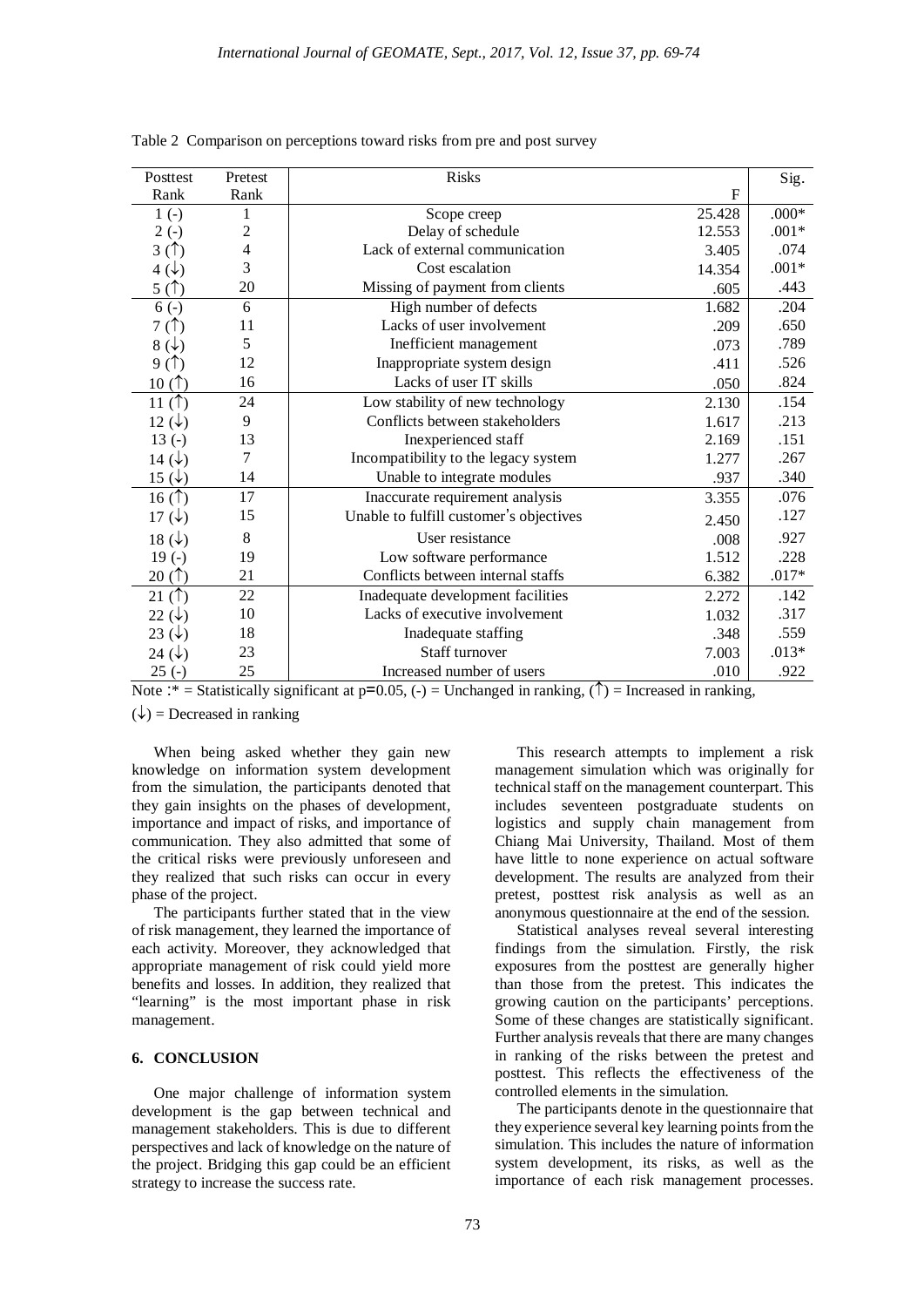Table 2 Comparison on perceptions toward risks from pre and post survey

| Posttest Rank | Pretest Rank | Risks | F | Sig. |
|---|---|---|---|---|
| 1 (-) | 1 | Scope creep | 25.428 | .000* |
| 2 (-) | 2 | Delay of schedule | 12.553 | .001* |
| 3 (↑) | 4 | Lack of external communication | 3.405 | .074 |
| 4 (↓) | 3 | Cost escalation | 14.354 | .001* |
| 5 (↑) | 20 | Missing of payment from clients | .605 | .443 |
| 6 (-) | 6 | High number of defects | 1.682 | .204 |
| 7 (↑) | 11 | Lacks of user involvement | .209 | .650 |
| 8 (↓) | 5 | Inefficient management | .073 | .789 |
| 9 (↑) | 12 | Inappropriate system design | .411 | .526 |
| 10 (↑) | 16 | Lacks of user IT skills | .050 | .824 |
| 11 (↑) | 24 | Low stability of new technology | 2.130 | .154 |
| 12 (↓) | 9 | Conflicts between stakeholders | 1.617 | .213 |
| 13 (-) | 13 | Inexperienced staff | 2.169 | .151 |
| 14 (↓) | 7 | Incompatibility to the legacy system | 1.277 | .267 |
| 15 (↓) | 14 | Unable to integrate modules | .937 | .340 |
| 16 (↑) | 17 | Inaccurate requirement analysis | 3.355 | .076 |
| 17 (↓) | 15 | Unable to fulfill customer's objectives | 2.450 | .127 |
| 18 (↓) | 8 | User resistance | .008 | .927 |
| 19 (-) | 19 | Low software performance | 1.512 | .228 |
| 20 (↑) | 21 | Conflicts between internal staffs | 6.382 | .017* |
| 21 (↑) | 22 | Inadequate development facilities | 2.272 | .142 |
| 22 (↓) | 10 | Lacks of executive involvement | 1.032 | .317 |
| 23 (↓) | 18 | Inadequate staffing | .348 | .559 |
| 24 (↓) | 23 | Staff turnover | 7.003 | .013* |
| 25 (-) | 25 | Increased number of users | .010 | .922 |

Note :* = Statistically significant at $p=0.05$, (-) = Unchanged in ranking, (↑) = Increased in ranking, (↓) = Decreased in ranking

When being asked whether they gain new knowledge on information system development from the simulation, the participants denoted that they gain insights on the phases of development, importance and impact of risks, and importance of communication. They also admitted that some of the critical risks were previously unforeseen and they realized that such risks can occur in every phase of the project.

The participants further stated that in the view of risk management, they learned the importance of each activity. Moreover, they acknowledged that appropriate management of risk could yield more benefits and losses. In addition, they realized that "learning" is the most important phase in risk management.

## 6. CONCLUSION

One major challenge of information system development is the gap between technical and management stakeholders. This is due to different perspectives and lack of knowledge on the nature of the project. Bridging this gap could be an efficient strategy to increase the success rate.

This research attempts to implement a risk management simulation which was originally for technical staff on the management counterpart. This includes seventeen postgraduate students on logistics and supply chain management from Chiang Mai University, Thailand. Most of them have little to none experience on actual software development. The results are analyzed from their pretest, posttest risk analysis as well as an anonymous questionnaire at the end of the session.

Statistical analyses reveal several interesting findings from the simulation. Firstly, the risk exposures from the posttest are generally higher than those from the pretest. This indicates the growing caution on the participants' perceptions. Some of these changes are statistically significant. Further analysis reveals that there are many changes in ranking of the risks between the pretest and posttest. This reflects the effectiveness of the controlled elements in the simulation.

The participants denote in the questionnaire that they experience several key learning points from the simulation. This includes the nature of information system development, its risks, as well as the importance of each risk management processes.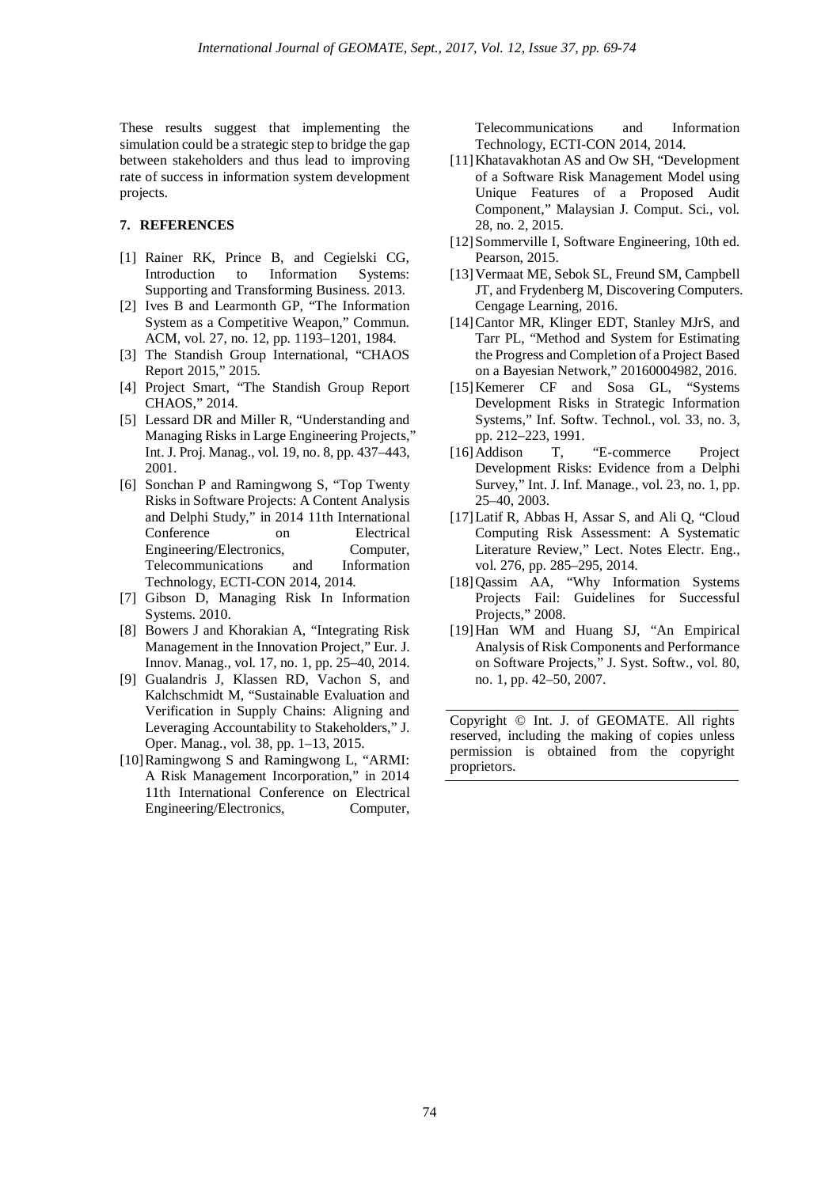These results suggest that implementing the simulation could be a strategic step to bridge the gap between stakeholders and thus lead to improving rate of success in information system development projects.

## 7. REFERENCES

[1] Rainer RK, Prince B, and Cegielski CG, Introduction to Information Systems: Supporting and Transforming Business. 2013.

[2] Ives B and Learmonth GP, "The Information System as a Competitive Weapon," Commun. ACM, vol. 27, no. 12, pp. 1193–1201, 1984.

[3] The Standish Group International, "CHAOS Report 2015," 2015.

[4] Project Smart, "The Standish Group Report CHAOS," 2014.

[5] Lessard DR and Miller R, "Understanding and Managing Risks in Large Engineering Projects," Int. J. Proj. Manag., vol. 19, no. 8, pp. 437–443, 2001.

[6] Sonchan P and Ramingwong S, "Top Twenty Risks in Software Projects: A Content Analysis and Delphi Study," in 2014 11th International Conference on Electrical Engineering/Electronics, Computer, Telecommunications and Information Technology, ECTI-CON 2014, 2014.

[7] Gibson D, Managing Risk In Information Systems. 2010.

[8] Bowers J and Khorakian A, "Integrating Risk Management in the Innovation Project," Eur. J. Innov. Manag., vol. 17, no. 1, pp. 25–40, 2014.

[9] Gualandris J, Klassen RD, Vachon S, and Kalchschmidt M, "Sustainable Evaluation and Verification in Supply Chains: Aligning and Leveraging Accountability to Stakeholders," J. Oper. Manag., vol. 38, pp. 1–13, 2015.

[10] Ramingwong S and Ramingwong L, "ARMI: A Risk Management Incorporation," in 2014 11th International Conference on Electrical Engineering/Electronics, Computer, Telecommunications and Information Technology, ECTI-CON 2014, 2014.

[11] Khatavakhotan AS and Ow SH, "Development of a Software Risk Management Model using Unique Features of a Proposed Audit Component," Malaysian J. Comput. Sci., vol. 28, no. 2, 2015.

[12] Sommerville I, Software Engineering, 10th ed. Pearson, 2015.

[13] Vermaat ME, Sebok SL, Freund SM, Campbell JT, and Frydenberg M, Discovering Computers. Cengage Learning, 2016.

[14] Cantor MR, Klinger EDT, Stanley MJrS, and Tarr PL, "Method and System for Estimating the Progress and Completion of a Project Based on a Bayesian Network," 20160004982, 2016.

[15] Kemerer CF and Sosa GL, "Systems Development Risks in Strategic Information Systems," Inf. Softw. Technol., vol. 33, no. 3, pp. 212–223, 1991.

[16] Addison T, "E-commerce Project Development Risks: Evidence from a Delphi Survey," Int. J. Inf. Manage., vol. 23, no. 1, pp. 25–40, 2003.

[17] Latif R, Abbas H, Assar S, and Ali Q, "Cloud Computing Risk Assessment: A Systematic Literature Review," Lect. Notes Electr. Eng., vol. 276, pp. 285–295, 2014.

[18] Qassim AA, "Why Information Systems Projects Fail: Guidelines for Successful Projects," 2008.

[19] Han WM and Huang SJ, "An Empirical Analysis of Risk Components and Performance on Software Projects," J. Syst. Softw., vol. 80, no. 1, pp. 42–50, 2007.

---

Copyright © Int. J. of GEOMATE. All rights reserved, including the making of copies unless permission is obtained from the copyright proprietors.